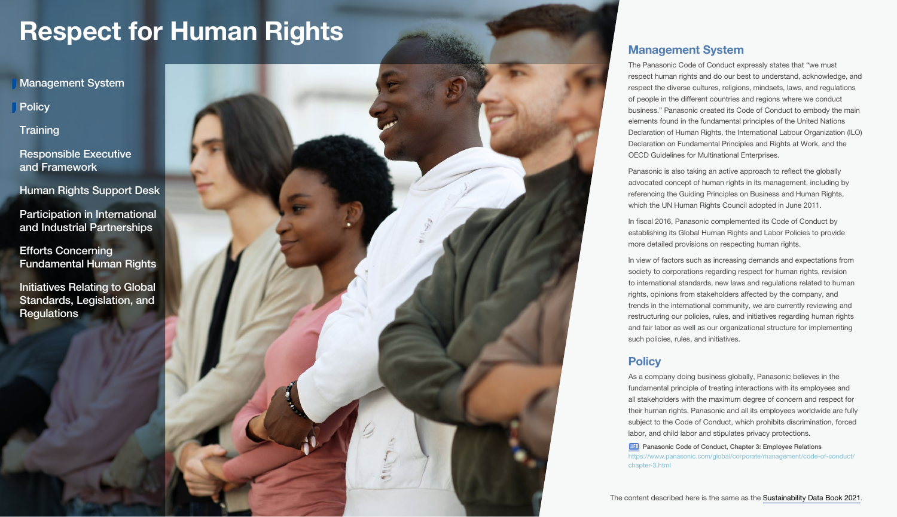# Respect for Human Rights

- Management System
- Policy
- Training
- Responsible Executive and Framework
- Human Rights Support Desk
- Participation in International and Industrial Partnerships
- Efforts Concerning Fundamental Human Rights
- Initiatives Relating to Global Standards, Legislation, and Regulations

## Management System

The Panasonic Code of Conduct expressly states that "we must respect human rights and do our best to understand, acknowledge, and respect the diverse cultures, religions, mindsets, laws, and regulations of people in the different countries and regions where we conduct business." Panasonic created its Code of Conduct to embody the main elements found in the fundamental principles of the United Nations Declaration of Human Rights, the International Labour Organization (ILO) Declaration on Fundamental Principles and Rights at Work, and the OECD Guidelines for Multinational Enterprises.

Panasonic is also taking an active approach to reflect the globally advocated concept of human rights in its management, including by referencing the Guiding Principles on Business and Human Rights, which the UN Human Rights Council adopted in June 2011.

In fiscal 2016, Panasonic complemented its Code of Conduct by establishing its Global Human Rights and Labor Policies to provide more detailed provisions on respecting human rights.

In view of factors such as increasing demands and expectations from society to corporations regarding respect for human rights, revision to international standards, new laws and regulations related to human rights, opinions from stakeholders affected by the company, and trends in the international community, we are currently reviewing and restructuring our policies, rules, and initiatives regarding human rights and fair labor as well as our organizational structure for implementing such policies, rules, and initiatives.

## Policy

As a company doing business globally, Panasonic believes in the fundamental principle of treating interactions with its employees and all stakeholders with the maximum degree of concern and respect for their human rights. Panasonic and all its employees worldwide are fully subject to the Code of Conduct, which prohibits discrimination, forced labor, and child labor and stipulates privacy protections.

WEB **Panasonic Code of Conduct, Chapter 3: Employee Relations**
https://www.panasonic.com/global/corporate/management/code-of-conduct/chapter-3.html

The content described here is the same as the Sustainability Data Book 2021.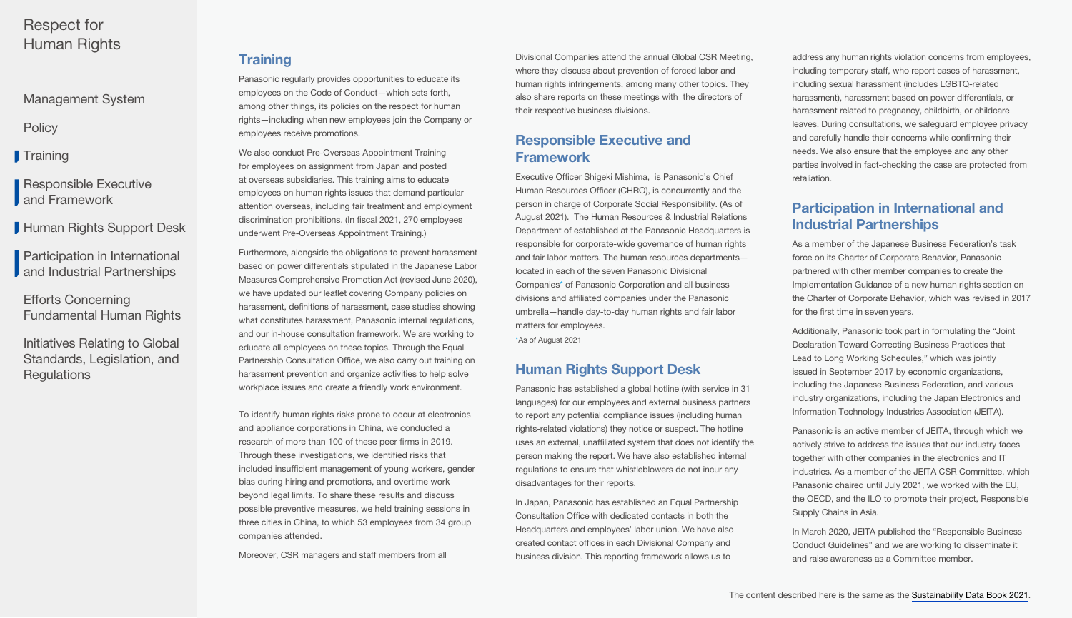## Training

Panasonic regularly provides opportunities to educate its employees on the Code of Conduct—which sets forth, among other things, its policies on the respect for human rights—including when new employees join the Company or employees receive promotions.

We also conduct Pre-Overseas Appointment Training for employees on assignment from Japan and posted at overseas subsidiaries. This training aims to educate employees on human rights issues that demand particular attention overseas, including fair treatment and employment discrimination prohibitions. (In fiscal 2021, 270 employees underwent Pre-Overseas Appointment Training.)

Furthermore, alongside the obligations to prevent harassment based on power differentials stipulated in the Japanese Labor Measures Comprehensive Promotion Act (revised June 2020), we have updated our leaflet covering Company policies on harassment, definitions of harassment, case studies showing what constitutes harassment, Panasonic internal regulations, and our in-house consultation framework. We are working to educate all employees on these topics. Through the Equal Partnership Consultation Office, we also carry out training on harassment prevention and organize activities to help solve workplace issues and create a friendly work environment.

To identify human rights risks prone to occur at electronics and appliance corporations in China, we conducted a research of more than 100 of these peer firms in 2019. Through these investigations, we identified risks that included insufficient management of young workers, gender bias during hiring and promotions, and overtime work beyond legal limits. To share these results and discuss possible preventive measures, we held training sessions in three cities in China, to which 53 employees from 34 group companies attended.

Moreover, CSR managers and staff members from all Divisional Companies attend the annual Global CSR Meeting, where they discuss about prevention of forced labor and human rights infringements, among many other topics. They also share reports on these meetings with the directors of their respective business divisions.

## Responsible Executive and Framework

Executive Officer Shigeki Mishima, is Panasonic's Chief Human Resources Officer (CHRO), is concurrently and the person in charge of Corporate Social Responsibility. (As of August 2021). The Human Resources & Industrial Relations Department of established at the Panasonic Headquarters is responsible for corporate-wide governance of human rights and fair labor matters. The human resources departments—located in each of the seven Panasonic Divisional Companies* of Panasonic Corporation and all business divisions and affiliated companies under the Panasonic umbrella—handle day-to-day human rights and fair labor matters for employees.

*As of August 2021

## Human Rights Support Desk

Panasonic has established a global hotline (with service in 31 languages) for our employees and external business partners to report any potential compliance issues (including human rights-related violations) they notice or suspect. The hotline uses an external, unaffiliated system that does not identify the person making the report. We have also established internal regulations to ensure that whistleblowers do not incur any disadvantages for their reports.

In Japan, Panasonic has established an Equal Partnership Consultation Office with dedicated contacts in both the Headquarters and employees' labor union. We have also created contact offices in each Divisional Company and business division. This reporting framework allows us to address any human rights violation concerns from employees, including temporary staff, who report cases of harassment, including sexual harassment (includes LGBTQ-related harassment), harassment based on power differentials, or harassment related to pregnancy, childbirth, or childcare leaves. During consultations, we safeguard employee privacy and carefully handle their concerns while confirming their needs. We also ensure that the employee and any other parties involved in fact-checking the case are protected from retaliation.

## Participation in International and Industrial Partnerships

As a member of the Japanese Business Federation's task force on its Charter of Corporate Behavior, Panasonic partnered with other member companies to create the Implementation Guidance of a new human rights section on the Charter of Corporate Behavior, which was revised in 2017 for the first time in seven years.

Additionally, Panasonic took part in formulating the "Joint Declaration Toward Correcting Business Practices that Lead to Long Working Schedules," which was jointly issued in September 2017 by economic organizations, including the Japanese Business Federation, and various industry organizations, including the Japan Electronics and Information Technology Industries Association (JEITA).

Panasonic is an active member of JEITA, through which we actively strive to address the issues that our industry faces together with other companies in the electronics and IT industries. As a member of the JEITA CSR Committee, which Panasonic chaired until July 2021, we worked with the EU, the OECD, and the ILO to promote their project, Responsible Supply Chains in Asia.

In March 2020, JEITA published the "Responsible Business Conduct Guidelines" and we are working to disseminate it and raise awareness as a Committee member.

The content described here is the same as the Sustainability Data Book 2021.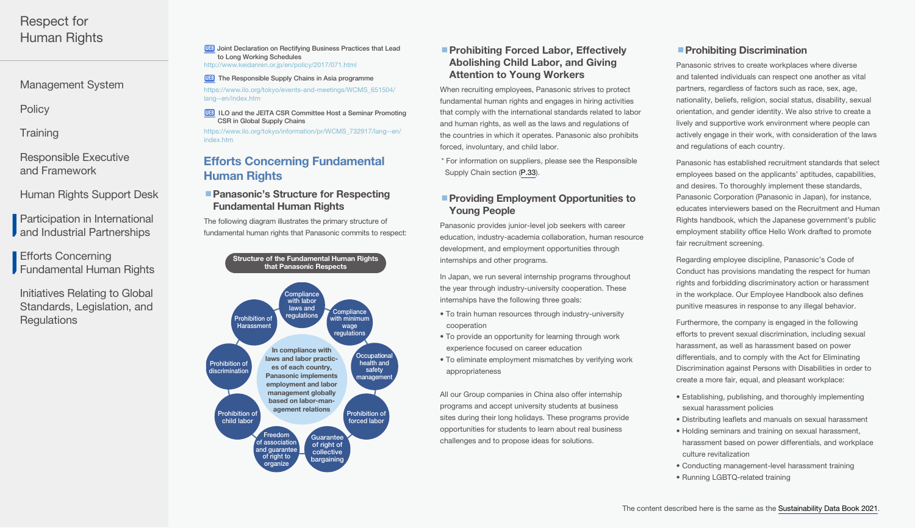WEB Joint Declaration on Rectifying Business Practices that Lead to Long Working Schedules
http://www.keidanren.or.jp/en/policy/2017/071.html

WEB The Responsible Supply Chains in Asia programme
https://www.ilo.org/tokyo/events-and-meetings/WCMS_651504/lang--en/index.htm

WEB ILO and the JEITA CSR Committee Host a Seminar Promoting CSR in Global Supply Chains
https://www.ilo.org/tokyo/information/pr/WCMS_732917/lang--en/index.htm

## Efforts Concerning Fundamental Human Rights

### Panasonic's Structure for Respecting Fundamental Human Rights

The following diagram illustrates the primary structure of fundamental human rights that Panasonic commits to respect:

**Structure of the Fundamental Human Rights that Panasonic Respects**

In compliance with laws and labor practices of each country, Panasonic implements employment and labor management globally based on labor-management relations

- Compliance with labor laws and regulations
- Compliance with minimum wage regulations
- Occupational health and safety management
- Prohibition of forced labor
- Guarantee of right of collective bargaining
- Freedom of association and guarantee of right to organize
- Prohibition of child labor
- Prohibition of discrimination
- Prohibition of Harassment

### Prohibiting Forced Labor, Effectively Abolishing Child Labor, and Giving Attention to Young Workers

When recruiting employees, Panasonic strives to protect fundamental human rights and engages in hiring activities that comply with the international standards related to labor and human rights, as well as the laws and regulations of the countries in which it operates. Panasonic also prohibits forced, involuntary, and child labor.

* For information on suppliers, please see the Responsible Supply Chain section (P.33).

### Providing Employment Opportunities to Young People

Panasonic provides junior-level job seekers with career education, industry-academia collaboration, human resource development, and employment opportunities through internships and other programs.

In Japan, we run several internship programs throughout the year through industry-university cooperation. These internships have the following three goals:

- To train human resources through industry-university cooperation
- To provide an opportunity for learning through work experience focused on career education
- To eliminate employment mismatches by verifying job appropriateness

All our Group companies in China also offer internship programs and accept university students at business sites during their long holidays. These programs provide opportunities for students to learn about real business challenges and to propose ideas for solutions.

### Prohibiting Discrimination

Panasonic strives to create workplaces where diverse and talented individuals can respect one another as vital partners, regardless of factors such as race, sex, age, nationality, beliefs, religion, social status, disability, sexual orientation, and gender identity. We also strive to create a lively and supportive work environment where people can actively engage in their work, with consideration of the laws and regulations of each country.

Panasonic has established recruitment standards that select employees based on the applicants' aptitudes, capabilities, and desires. To thoroughly implement these standards, Panasonic Corporation (Panasonic in Japan), for instance, educates interviewers based on the Recruitment and Human Rights handbook, which the Japanese government's public employment stability office Hello Work drafted to promote fair recruitment screening.

Regarding employee discipline, Panasonic's Code of Conduct has provisions mandating the respect for human rights and forbidding discriminatory action or harassment in the workplace. Our Employee Handbook also defines punitive measures in response to any illegal behavior.

Furthermore, the company is engaged in the following efforts to prevent sexual discrimination, including sexual harassment, as well as harassment based on power differentials, and to comply with the Act for Eliminating Discrimination against Persons with Disabilities in order to create a more fair, equal, and pleasant workplace:

- Establishing, publishing, and thoroughly implementing sexual harassment policies
- Distributing leaflets and manuals on sexual harassment
- Holding seminars and training on sexual harassment, harassment based on power differentials, and workplace culture revitalization
- Conducting management-level harassment training
- Running LGBTQ-related training

The content described here is the same as the Sustainability Data Book 2021.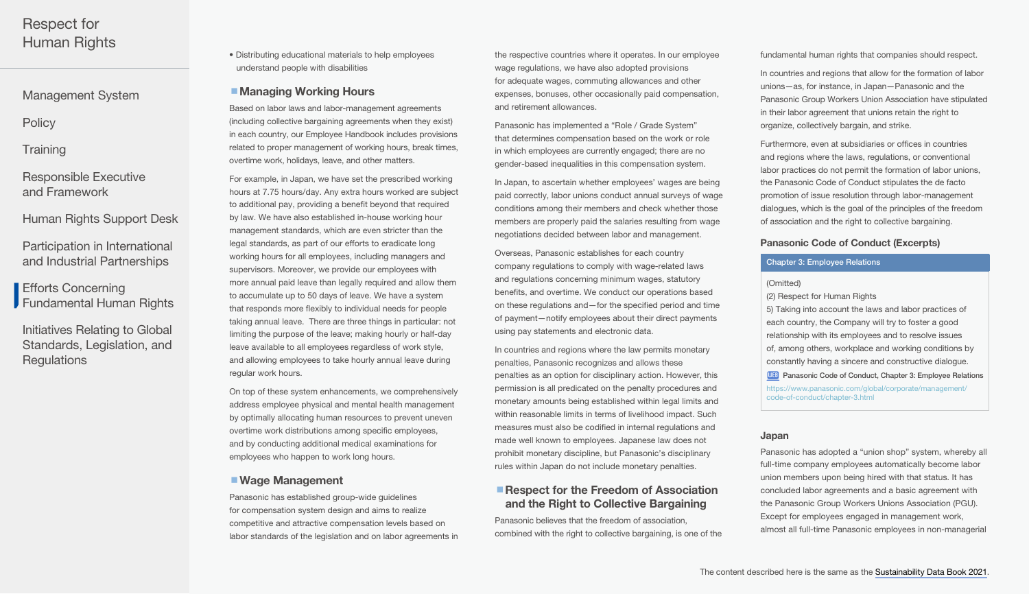- Distributing educational materials to help employees understand people with disabilities

### Managing Working Hours

Based on labor laws and labor-management agreements (including collective bargaining agreements where they exist) in each country, our Employee Handbook includes provisions related to proper management of working hours, break times, overtime work, holidays, leave, and other matters.

For example, in Japan, we have set the prescribed working hours at 7.75 hours/day. Any extra hours worked are subject to additional pay, providing a benefit beyond that required by law. We have also established in-house working hour management standards, which are even stricter than the legal standards, as part of our efforts to eradicate long working hours for all employees, including managers and supervisors. Moreover, we provide our employees with more annual paid leave than legally required and allow them to accumulate up to 50 days of leave. We have a system that responds more flexibly to individual needs for people taking annual leave. There are three things in particular: not limiting the purpose of the leave; making hourly or half-day leave available to all employees regardless of work style, and allowing employees to take hourly annual leave during regular work hours.

On top of these system enhancements, we comprehensively address employee physical and mental health management by optimally allocating human resources to prevent uneven overtime work distributions among specific employees, and by conducting additional medical examinations for employees who happen to work long hours.

### Wage Management

Panasonic has established group-wide guidelines for compensation system design and aims to realize competitive and attractive compensation levels based on labor standards of the legislation and on labor agreements in the respective countries where it operates. In our employee wage regulations, we have also adopted provisions for adequate wages, commuting allowances and other expenses, bonuses, other occasionally paid compensation, and retirement allowances.

Panasonic has implemented a "Role / Grade System" that determines compensation based on the work or role in which employees are currently engaged; there are no gender-based inequalities in this compensation system.

In Japan, to ascertain whether employees' wages are being paid correctly, labor unions conduct annual surveys of wage conditions among their members and check whether those members are properly paid the salaries resulting from wage negotiations decided between labor and management.

Overseas, Panasonic establishes for each country company regulations to comply with wage-related laws and regulations concerning minimum wages, statutory benefits, and overtime. We conduct our operations based on these regulations and—for the specified period and time of payment—notify employees about their direct payments using pay statements and electronic data.

In countries and regions where the law permits monetary penalties, Panasonic recognizes and allows these penalties as an option for disciplinary action. However, this permission is all predicated on the penalty procedures and monetary amounts being established within legal limits and within reasonable limits in terms of livelihood impact. Such measures must also be codified in internal regulations and made well known to employees. Japanese law does not prohibit monetary discipline, but Panasonic's disciplinary rules within Japan do not include monetary penalties.

### Respect for the Freedom of Association and the Right to Collective Bargaining

Panasonic believes that the freedom of association, combined with the right to collective bargaining, is one of the fundamental human rights that companies should respect.

In countries and regions that allow for the formation of labor unions—as, for instance, in Japan—Panasonic and the Panasonic Group Workers Union Association have stipulated in their labor agreement that unions retain the right to organize, collectively bargain, and strike.

Furthermore, even at subsidiaries or offices in countries and regions where the laws, regulations, or conventional labor practices do not permit the formation of labor unions, the Panasonic Code of Conduct stipulates the de facto promotion of issue resolution through labor-management dialogues, which is the goal of the principles of the freedom of association and the right to collective bargaining.

#### Panasonic Code of Conduct (Excerpts)

**Chapter 3: Employee Relations**

(Omitted)
(2) Respect for Human Rights
5) Taking into account the laws and labor practices of each country, the Company will try to foster a good relationship with its employees and to resolve issues of, among others, workplace and working conditions by constantly having a sincere and constructive dialogue.

WEB Panasonic Code of Conduct, Chapter 3: Employee Relations
https://www.panasonic.com/global/corporate/management/code-of-conduct/chapter-3.html

#### Japan

Panasonic has adopted a "union shop" system, whereby all full-time company employees automatically become labor union members upon being hired with that status. It has concluded labor agreements and a basic agreement with the Panasonic Group Workers Unions Association (PGU). Except for employees engaged in management work, almost all full-time Panasonic employees in non-managerial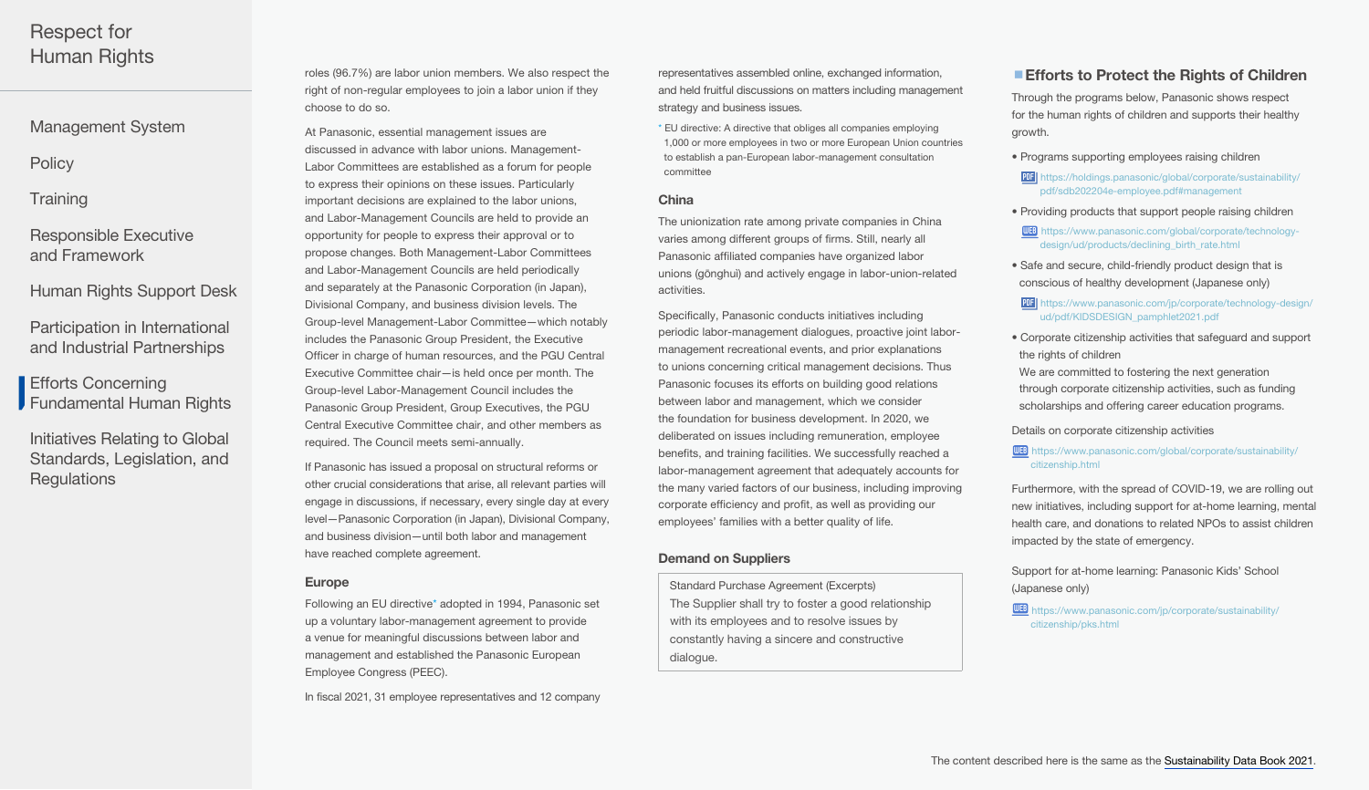roles (96.7%) are labor union members. We also respect the right of non-regular employees to join a labor union if they choose to do so.

At Panasonic, essential management issues are discussed in advance with labor unions. Management-Labor Committees are established as a forum for people to express their opinions on these issues. Particularly important decisions are explained to the labor unions, and Labor-Management Councils are held to provide an opportunity for people to express their approval or to propose changes. Both Management-Labor Committees and Labor-Management Councils are held periodically and separately at the Panasonic Corporation (in Japan), Divisional Company, and business division levels. The Group-level Management-Labor Committee—which notably includes the Panasonic Group President, the Executive Officer in charge of human resources, and the PGU Central Executive Committee chair—is held once per month. The Group-level Labor-Management Council includes the Panasonic Group President, Group Executives, the PGU Central Executive Committee chair, and other members as required. The Council meets semi-annually.

If Panasonic has issued a proposal on structural reforms or other crucial considerations that arise, all relevant parties will engage in discussions, if necessary, every single day at every level—Panasonic Corporation (in Japan), Divisional Company, and business division—until both labor and management have reached complete agreement.

### Europe

Following an EU directive* adopted in 1994, Panasonic set up a voluntary labor-management agreement to provide a venue for meaningful discussions between labor and management and established the Panasonic European Employee Congress (PEEC).

In fiscal 2021, 31 employee representatives and 12 company representatives assembled online, exchanged information, and held fruitful discussions on matters including management strategy and business issues.

\* EU directive: A directive that obliges all companies employing 1,000 or more employees in two or more European Union countries to establish a pan-European labor-management consultation committee

### China

The unionization rate among private companies in China varies among different groups of firms. Still, nearly all Panasonic affiliated companies have organized labor unions (gōnghuì) and actively engage in labor-union-related activities.

Specifically, Panasonic conducts initiatives including periodic labor-management dialogues, proactive joint labor-management recreational events, and prior explanations to unions concerning critical management decisions. Thus Panasonic focuses its efforts on building good relations between labor and management, which we consider the foundation for business development. In 2020, we deliberated on issues including remuneration, employee benefits, and training facilities. We successfully reached a labor-management agreement that adequately accounts for the many varied factors of our business, including improving corporate efficiency and profit, as well as providing our employees' families with a better quality of life.

### Demand on Suppliers

> Standard Purchase Agreement (Excerpts)
> The Supplier shall try to foster a good relationship with its employees and to resolve issues by constantly having a sincere and constructive dialogue.

## Efforts to Protect the Rights of Children

Through the programs below, Panasonic shows respect for the human rights of children and supports their healthy growth.

- Programs supporting employees raising children
  - PDF https://holdings.panasonic/global/corporate/sustainability/pdf/sdb202204e-employee.pdf#management
- Providing products that support people raising children
  - WEB https://www.panasonic.com/global/corporate/technology-design/ud/products/declining_birth_rate.html
- Safe and secure, child-friendly product design that is conscious of healthy development (Japanese only)
  - PDF https://www.panasonic.com/jp/corporate/technology-design/ud/pdf/KIDSDESIGN_pamphlet2021.pdf
- Corporate citizenship activities that safeguard and support the rights of children
  We are committed to fostering the next generation through corporate citizenship activities, such as funding scholarships and offering career education programs.

Details on corporate citizenship activities

WEB https://www.panasonic.com/global/corporate/sustainability/citizenship.html

Furthermore, with the spread of COVID-19, we are rolling out new initiatives, including support for at-home learning, mental health care, and donations to related NPOs to assist children impacted by the state of emergency.

Support for at-home learning: Panasonic Kids' School (Japanese only)

WEB https://www.panasonic.com/jp/corporate/sustainability/citizenship/pks.html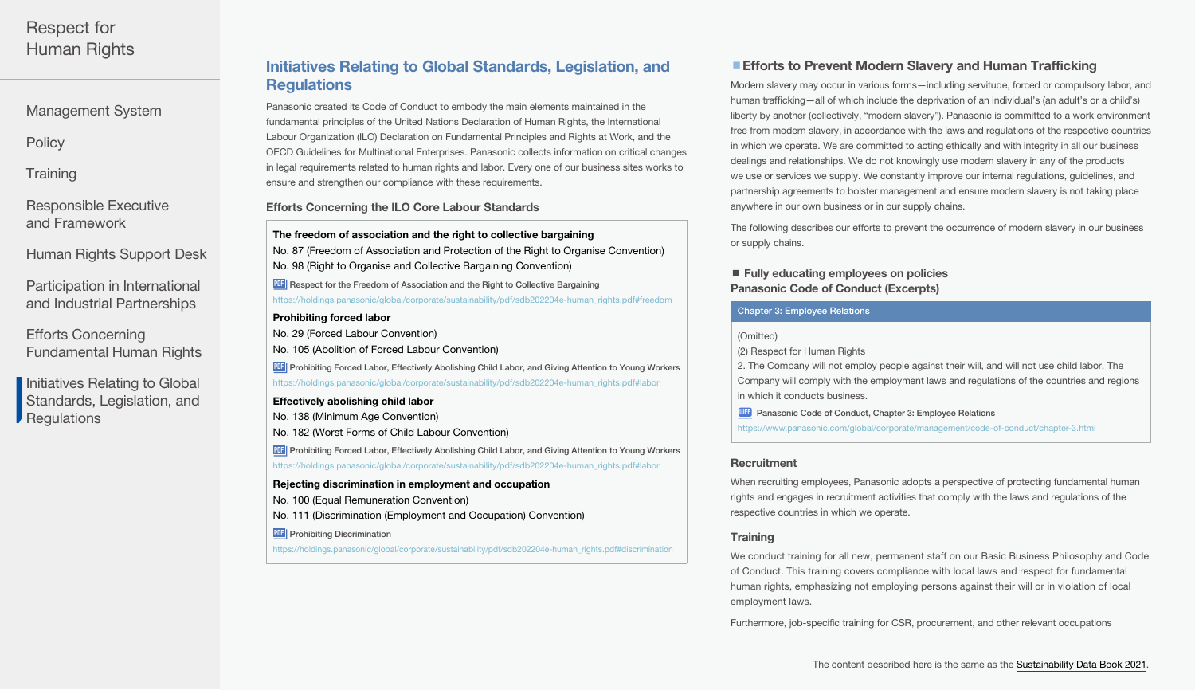# Initiatives Relating to Global Standards, Legislation, and Regulations

Panasonic created its Code of Conduct to embody the main elements maintained in the fundamental principles of the United Nations Declaration of Human Rights, the International Labour Organization (ILO) Declaration on Fundamental Principles and Rights at Work, and the OECD Guidelines for Multinational Enterprises. Panasonic collects information on critical changes in legal requirements related to human rights and labor. Every one of our business sites works to ensure and strengthen our compliance with these requirements.

### Efforts Concerning the ILO Core Labour Standards

**The freedom of association and the right to collective bargaining**

No. 87 (Freedom of Association and Protection of the Right to Organise Convention)

No. 98 (Right to Organise and Collective Bargaining Convention)

PDF Respect for the Freedom of Association and the Right to Collective Bargaining
https://holdings.panasonic/global/corporate/sustainability/pdf/sdb202204e-human_rights.pdf#freedom

**Prohibiting forced labor**

No. 29 (Forced Labour Convention)

No. 105 (Abolition of Forced Labour Convention)

PDF Prohibiting Forced Labor, Effectively Abolishing Child Labor, and Giving Attention to Young Workers
https://holdings.panasonic/global/corporate/sustainability/pdf/sdb202204e-human_rights.pdf#labor

**Effectively abolishing child labor**

No. 138 (Minimum Age Convention)

No. 182 (Worst Forms of Child Labour Convention)

PDF Prohibiting Forced Labor, Effectively Abolishing Child Labor, and Giving Attention to Young Workers
https://holdings.panasonic/global/corporate/sustainability/pdf/sdb202204e-human_rights.pdf#labor

**Rejecting discrimination in employment and occupation**

No. 100 (Equal Remuneration Convention)

No. 111 (Discrimination (Employment and Occupation) Convention)

PDF Prohibiting Discrimination
https://holdings.panasonic/global/corporate/sustainability/pdf/sdb202204e-human_rights.pdf#discrimination

## Efforts to Prevent Modern Slavery and Human Trafficking

Modern slavery may occur in various forms—including servitude, forced or compulsory labor, and human trafficking—all of which include the deprivation of an individual's (an adult's or a child's) liberty by another (collectively, "modern slavery"). Panasonic is committed to a work environment free from modern slavery, in accordance with the laws and regulations of the respective countries in which we operate. We are committed to acting ethically and with integrity in all our business dealings and relationships. We do not knowingly use modern slavery in any of the products we use or services we supply. We constantly improve our internal regulations, guidelines, and partnership agreements to bolster management and ensure modern slavery is not taking place anywhere in our own business or in our supply chains.

The following describes our efforts to prevent the occurrence of modern slavery in our business or supply chains.

### Fully educating employees on policies

**Panasonic Code of Conduct (Excerpts)**

**Chapter 3: Employee Relations**

(Omitted)

(2) Respect for Human Rights

2. The Company will not employ people against their will, and will not use child labor. The Company will comply with the employment laws and regulations of the countries and regions in which it conducts business.

WEB Panasonic Code of Conduct, Chapter 3: Employee Relations
https://www.panasonic.com/global/corporate/management/code-of-conduct/chapter-3.html

### Recruitment

When recruiting employees, Panasonic adopts a perspective of protecting fundamental human rights and engages in recruitment activities that comply with the laws and regulations of the respective countries in which we operate.

### Training

We conduct training for all new, permanent staff on our Basic Business Philosophy and Code of Conduct. This training covers compliance with local laws and respect for fundamental human rights, emphasizing not employing persons against their will or in violation of local employment laws.

Furthermore, job-specific training for CSR, procurement, and other relevant occupations

The content described here is the same as the Sustainability Data Book 2021.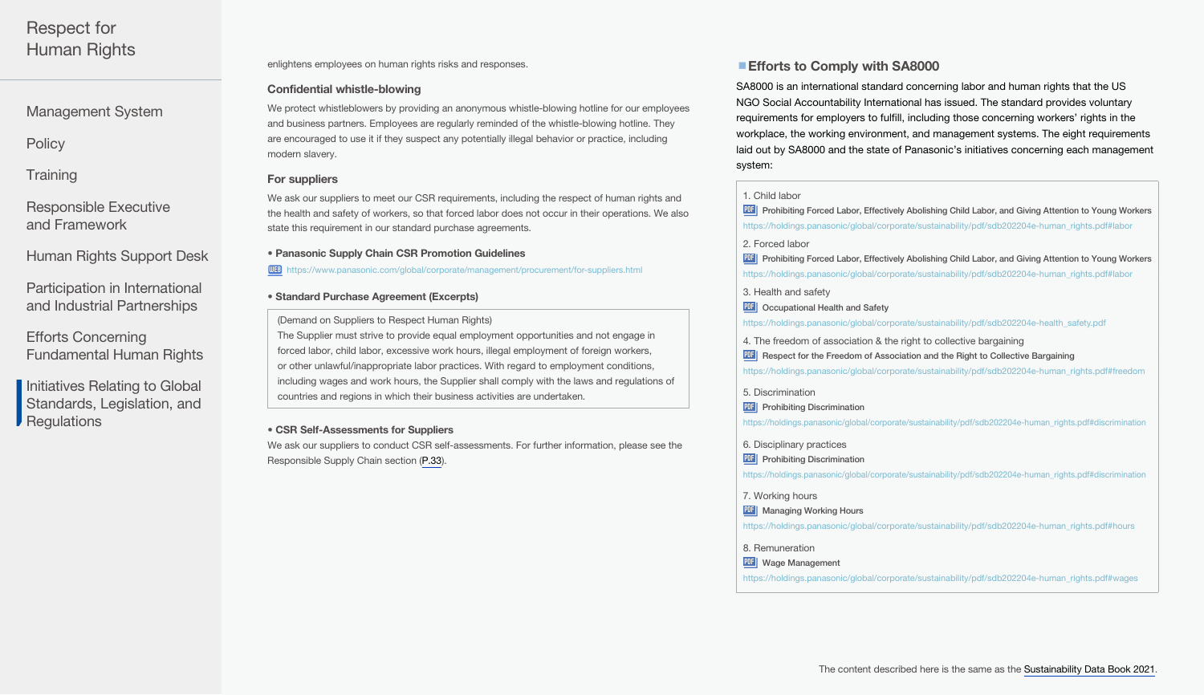enlightens employees on human rights risks and responses.

### Confidential whistle-blowing

We protect whistleblowers by providing an anonymous whistle-blowing hotline for our employees and business partners. Employees are regularly reminded of the whistle-blowing hotline. They are encouraged to use it if they suspect any potentially illegal behavior or practice, including modern slavery.

### For suppliers

We ask our suppliers to meet our CSR requirements, including the respect of human rights and the health and safety of workers, so that forced labor does not occur in their operations. We also state this requirement in our standard purchase agreements.

- **Panasonic Supply Chain CSR Promotion Guidelines**

WEB https://www.panasonic.com/global/corporate/management/procurement/for-suppliers.html

- **Standard Purchase Agreement (Excerpts)**

(Demand on Suppliers to Respect Human Rights)
The Supplier must strive to provide equal employment opportunities and not engage in forced labor, child labor, excessive work hours, illegal employment of foreign workers, or other unlawful/inappropriate labor practices. With regard to employment conditions, including wages and work hours, the Supplier shall comply with the laws and regulations of countries and regions in which their business activities are undertaken.

- **CSR Self-Assessments for Suppliers**

We ask our suppliers to conduct CSR self-assessments. For further information, please see the Responsible Supply Chain section (P.33).

## Efforts to Comply with SA8000

SA8000 is an international standard concerning labor and human rights that the US NGO Social Accountability International has issued. The standard provides voluntary requirements for employers to fulfill, including those concerning workers' rights in the workplace, the working environment, and management systems. The eight requirements laid out by SA8000 and the state of Panasonic's initiatives concerning each management system:

1. Child labor
   PDF **Prohibiting Forced Labor, Effectively Abolishing Child Labor, and Giving Attention to Young Workers**
   https://holdings.panasonic/global/corporate/sustainability/pdf/sdb202204e-human_rights.pdf#labor
2. Forced labor
   PDF **Prohibiting Forced Labor, Effectively Abolishing Child Labor, and Giving Attention to Young Workers**
   https://holdings.panasonic/global/corporate/sustainability/pdf/sdb202204e-human_rights.pdf#labor
3. Health and safety
   PDF **Occupational Health and Safety**
   https://holdings.panasonic/global/corporate/sustainability/pdf/sdb202204e-health_safety.pdf
4. The freedom of association & the right to collective bargaining
   PDF **Respect for the Freedom of Association and the Right to Collective Bargaining**
   https://holdings.panasonic/global/corporate/sustainability/pdf/sdb202204e-human_rights.pdf#freedom
5. Discrimination
   PDF **Prohibiting Discrimination**
   https://holdings.panasonic/global/corporate/sustainability/pdf/sdb202204e-human_rights.pdf#discrimination
6. Disciplinary practices
   PDF **Prohibiting Discrimination**
   https://holdings.panasonic/global/corporate/sustainability/pdf/sdb202204e-human_rights.pdf#discrimination
7. Working hours
   PDF **Managing Working Hours**
   https://holdings.panasonic/global/corporate/sustainability/pdf/sdb202204e-human_rights.pdf#hours
8. Remuneration
   PDF **Wage Management**
   https://holdings.panasonic/global/corporate/sustainability/pdf/sdb202204e-human_rights.pdf#wages

The content described here is the same as the Sustainability Data Book 2021.